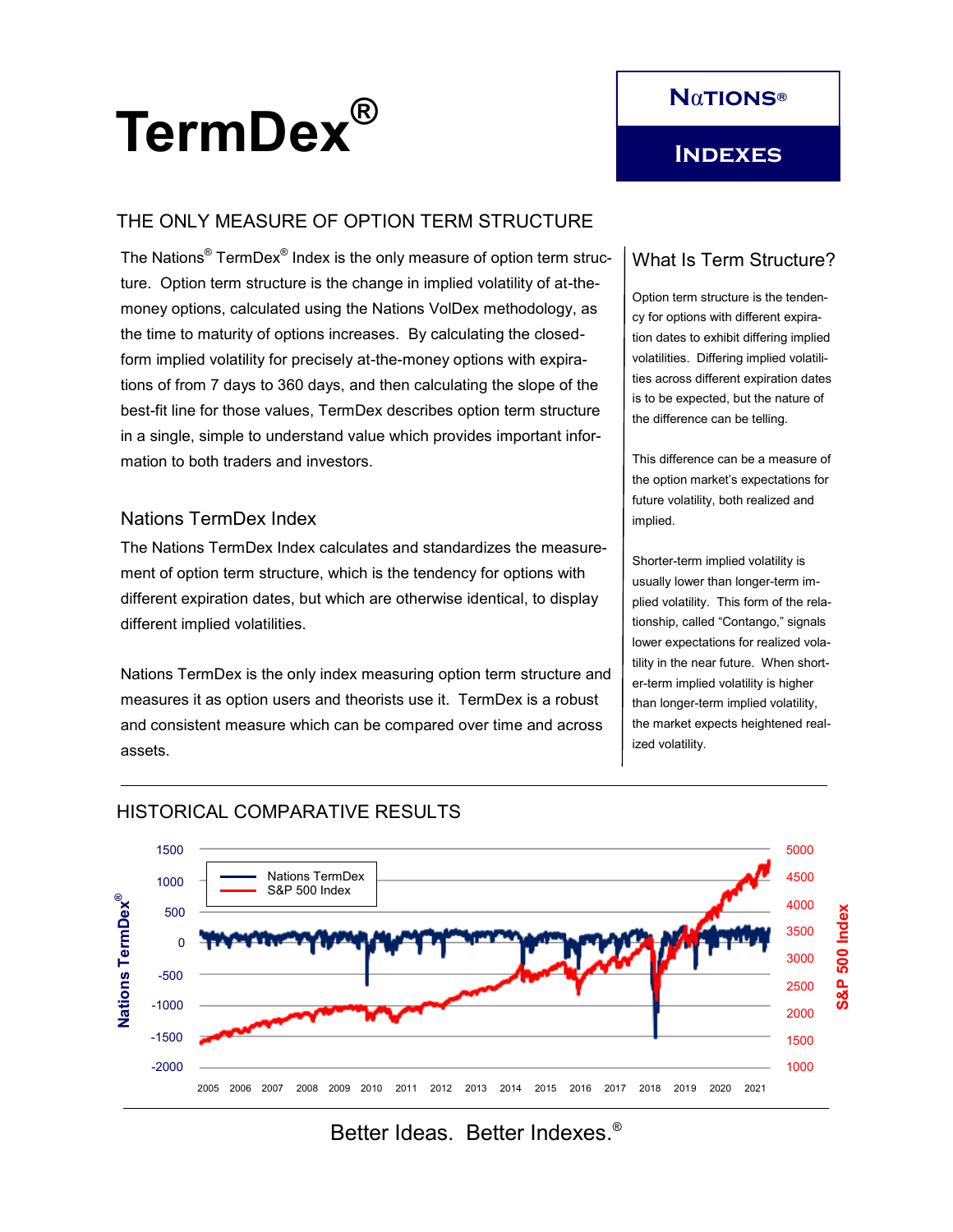# TermDex®

**NATIONS® INDEXES**

## THE ONLY MEASURE OF OPTION TERM STRUCTURE

The Nations® TermDex® Index is the only measure of option term structure. Option term structure is the change in implied volatility of at-the-money options, calculated using the Nations VolDex methodology, as the time to maturity of options increases. By calculating the closed-form implied volatility for precisely at-the-money options with expirations of from 7 days to 360 days, and then calculating the slope of the best-fit line for those values, TermDex describes option term structure in a single, simple to understand value which provides important information to both traders and investors.

### Nations TermDex Index

The Nations TermDex Index calculates and standardizes the measurement of option term structure, which is the tendency for options with different expiration dates, but which are otherwise identical, to display different implied volatilities.

Nations TermDex is the only index measuring option term structure and measures it as option users and theorists use it. TermDex is a robust and consistent measure which can be compared over time and across assets.

### What Is Term Structure?

Option term structure is the tendency for options with different expiration dates to exhibit differing implied volatilities. Differing implied volatilities across different expiration dates is to be expected, but the nature of the difference can be telling.

This difference can be a measure of the option market's expectations for future volatility, both realized and implied.

Shorter-term implied volatility is usually lower than longer-term implied volatility. This form of the relationship, called "Contango," signals lower expectations for realized volatility in the near future. When shorter-term implied volatility is higher than longer-term implied volatility, the market expects heightened realized volatility.

## HISTORICAL COMPARATIVE RESULTS

Better Ideas. Better Indexes.®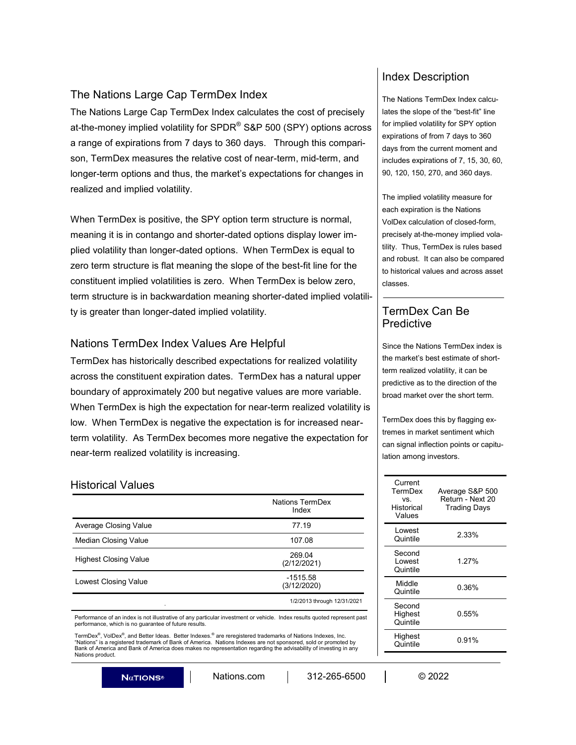## The Nations Large Cap TermDex Index

The Nations Large Cap TermDex Index calculates the cost of precisely at-the-money implied volatility for SPDR® S&P 500 (SPY) options across a range of expirations from 7 days to 360 days. Through this comparison, TermDex measures the relative cost of near-term, mid-term, and longer-term options and thus, the market's expectations for changes in realized and implied volatility.

When TermDex is positive, the SPY option term structure is normal, meaning it is in contango and shorter-dated options display lower implied volatility than longer-dated options. When TermDex is equal to zero term structure is flat meaning the slope of the best-fit line for the constituent implied volatilities is zero. When TermDex is below zero, term structure is in backwardation meaning shorter-dated implied volatility is greater than longer-dated implied volatility.

## Nations TermDex Index Values Are Helpful

TermDex has historically described expectations for realized volatility across the constituent expiration dates. TermDex has a natural upper boundary of approximately 200 but negative values are more variable. When TermDex is high the expectation for near-term realized volatility is low. When TermDex is negative the expectation is for increased near-term volatility. As TermDex becomes more negative the expectation for near-term realized volatility is increasing.

## Historical Values

| | Nations TermDex Index |
|---|---|
| Average Closing Value | 77.19 |
| Median Closing Value | 107.08 |
| Highest Closing Value | 269.04 (2/12/2021) |
| Lowest Closing Value | -1515.58 (3/12/2020) |
| | 1/2/2013 through 12/31/2021 |

Performance of an index is not illustrative of any particular investment or vehicle. Index results quoted represent past performance, which is no guarantee of future results.

TermDex®, VolDex®, and Better Ideas. Better Indexes.® are reregistered trademarks of Nations Indexes, Inc. "Nations" is a registered trademark of Bank of America. Nations Indexes are not sponsored, sold or promoted by Bank of America and Bank of America does makes no representation regarding the advisability of investing in any Nations product.

## Index Description

The Nations TermDex Index calculates the slope of the "best-fit" line for implied volatility for SPY option expirations of from 7 days to 360 days from the current moment and includes expirations of 7, 15, 30, 60, 90, 120, 150, 270, and 360 days.

The implied volatility measure for each expiration is the Nations VolDex calculation of closed-form, precisely at-the-money implied volatility. Thus, TermDex is rules based and robust. It can also be compared to historical values and across asset classes.

## TermDex Can Be Predictive

Since the Nations TermDex index is the market's best estimate of short-term realized volatility, it can be predictive as to the direction of the broad market over the short term.

TermDex does this by flagging extremes in market sentiment which can signal inflection points or capitulation among investors.

| Current TermDex vs. Historical Values | Average S&P 500 Return - Next 20 Trading Days |
|---|---|
| Lowest Quintile | 2.33% |
| Second Lowest Quintile | 1.27% |
| Middle Quintile | 0.36% |
| Second Highest Quintile | 0.55% |
| Highest Quintile | 0.91% |

NαTIONS® | Nations.com | 312-265-6500 | © 2022